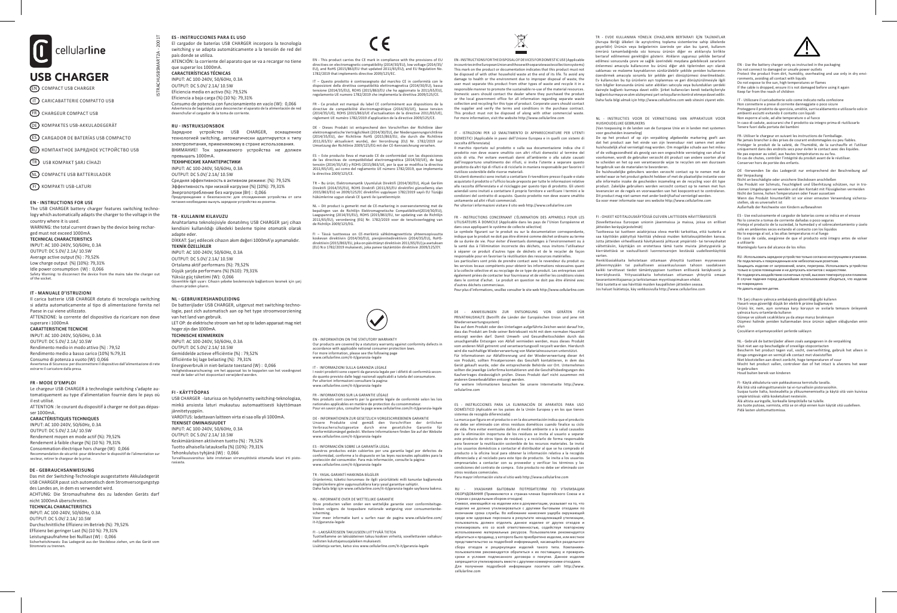cellularline

# USB CHARGER

EN COMPACT USB CHARGER

IT CARICABATTERIE COMPATTO USB

FR CHARGEUR COMPACT USB

DE KOMPAKTES USB-AKKULADEGERÄT

ES CARGADOR DE BATERÍAS USB COMPACTO

RU КОМПАКТНОЕ ЗАРЯДНОЕ УСТРОЙСТВО USB

TR USB KOMPAKT ŞARJ CİHAZI

NL COMPACTE USB BATTERIJLADER

FI KOMPAKTI USB-LATURI

## EN - INSTRUCTIONS FOR USE

The USB CHARGER battery charger features switching technology which automatically adapts the charger to the voltage in the country where it is used.

WARNING: the total current drawn by the device being recharged must not exceed 1000mA.

**TECHNICAL CHARACTERISTICS**

INPUT: AC 100-240V, 50/60Hz, 0.3A
OUTPUT: DC 5.0V/ 2.1A/ 10.5W
Average active output (%) : 79,52%
Low charge output (%) (10%): 79,31%
Idle power consumption (W) : 0,066
Safety Warning: to disconnect the device from the mains take the charger out of the socket.

## IT - MANUALE D'ISTRUZIONI

Il carica batterie USB CHARGER dotato di tecnologia switching si adatta automaticamente al tipo di alimentazione fornita nel Paese in cui viene utilizzato.

ATTENZIONE: la corrente del dispositivo da ricaricare non deve superare i 1000mA

**CARATTERISTICHE TECNICHE**

INPUT: AC 100-240V, 50/60Hz, 0.3A
OUTPUT: DC 5.0V/ 2.1A/ 10.5W
Rendimento medio in modo attivo (%) : 79,52
Rendimento medio a basso carico (10%) %:79,31
Consumo di potenza a vuoto (W): 0,066
Avvertenza di Sicurezza: per disconnettere il dispositivo dall'alimentazione di rete estrarre il caricatore dalla presa.

## FR - MODE D'EMPLOI

Le chargeur USB CHARGER à technologie switching s'adapte automatiquement au type d'alimentation fournie dans le pays où il est utilisé.

ATTENTION : le courant du dispositif à charger ne doit pas dépasser 1000mA.

**CARACTÉRISTIQUES TECHNIQUES**

INPUT: AC 100-240V, 50/60Hz, 0.3A
OUTPUT: DC 5.0V/ 2.1A/ 10.5W
Rendement moyen en mode actif (%): 79,52%
Rendement à faible charge (%) (10 %): 79,31%
Consommation électrique hors charge (W): 0,066
Recommandation de sécurité: pour débrancher le dispositif de l'alimentation sur secteur, retirer le chargeur de la prise.

## DE - GEBRAUCHSANWEISUNG

Das mit der Switching-Technologie ausgestattete Akkuladegerät USB CHARGER passt sich automatisch dem Stromversorgungstyp des Landes an, in dem es verwendet wird.

ACHTUNG: Die Stromaufnahme des zu ladenden Geräts darf nicht 1000mA überschreiten.

**TECHNICAL CHARACTERISTICS**

INPUT: AC 100-240V, 50/60Hz, 0.3A
OUTPUT: DC 5.0V/ 2.1A/ 10.5W
Durchschnittliche Effizienz im Betrieb (%): 79,52%
Effizienz bei geringer Last (%) (10 %): 79,31%
Leistungsaufnahme bei Nulllast (W) : 0,066
Sicherheitshinweis: Das Ladegerät aus der Steckdose ziehen, um das Gerät vom Stromnetz zu trennen.

## ES - INSTRUCCIONES PARA EL USO

El cargador de baterías USB CHARGER incorpora la tecnología switching y se adapta automáticamente a la tensión de red del país donde se utiliza.

ATENCIÓN: la corriente del aparato que se va a recargar no tiene que superar los 1000mA.

**CARACTERÍSTICAS TÉCNICAS**

INPUT: AC 100-240V, 50/60Hz, 0.3A
OUTPUT: DC 5.0V/ 2.1A/ 10.5W
Eficiencia media en activo (%): 79,52%
Eficiencia a baja carga (%) (10 %): 79,31%
Consumo de potencia con funcionamiento en vacío (W): 0,066
Advertencia de Seguridad: para desconectar el aparato de la alimentación de red desenchufar el cargador de la toma de corriente.

## RU - INSTRUKSJONSBOK

Зарядное устройство USB CHARGER, оснащенное технологией switching, автоматически адаптируется к типу электропитания, применяемому в стране использования.

ВНИМАНИЕ! Ток заряжаемого устройства не должен превышать 1000mA.

**ТЕХНИЧЕСКИЕ ХАРАКТЕРИСТИКИ**

INPUT: AC 100-240V, 50/60Hz, 0.3A
OUTPUT: DC 5.0V/ 2.1A/ 10.5W
Средняя эффективность в активном режиме: (%): 79,52%
Эффективность при низкой нагрузке (%) (10%): 79,31%
Энергопотребление без нагрузки (Вт) : 0,066
Предупреждение о безопасности: для отсоединения устройства от сети питания необходимо вынуть зарядное устройство из розетки.

## TR - KULLANIM KILAVUZU

Anahtarlama teknolojisiyle donatılmış USB CHARGER şarj cihazı kendisini kullanıldığı ülkedeki besleme tipine otomatik olarak adapte eder.

DİKKAT: Şarj edilecek cihazın akım değeri 1000mA'yı aşmamalıdır.

**TEKNİK ÖZELLİKLER**

INPUT: AC 100-240V, 50/60Hz, 0.3A
OUTPUT: DC 5.0V/ 2.1A/ 10.5W
Ortalama aktif performans (%): 79,52%
Düşük şarjda performans (%) (%10): 79,31%
Yüksüz güç tüketimi (W): 0,066
Güvenlikle ilgili uyarı: Cihazın şebeke beslemesiyle bağlantısını kesmek için şarj cihazını prizden çıkarın.

## NL - GEBRUIKERSHANDLEIDING

De batterijlader USB CHARGER, uitgerust met switching-technologie, past zich automatisch aan op het type stroomvoorziening van het land van gebruik.

LET OP: de elektrische stroom van het op te laden apparaat mag niet hoger zijn dan 1000mA.

**TECHNISCHE KENMERKEN**

INPUT: AC 100-240V, 50/60Hz, 0.3A
OUTPUT: DC 5.0V/ 2.1A/ 10.5W
Gemiddelde actieve efficiëntie (%) : 79,52%
Efficiëntie bij lage belasting (%): 79,31%
Energieverbruik in niet-belaste toestand (W) : 0,066
Veiligheidswaarschuwing: om het apparaat los te koppelen van het voedingsnet moet de lader uit het stopcontact verwijderd worden.

## FI - KÄYTTÖOPAS

USB CHARGER -laturissa on hyödynnetty switching-teknologiaa, minkä ansiosta laturi mukautuu automaattisesti käyttömaan jännitetyyppiin.

VAROITUS: ladattavan laitteen virta ei saa olla yli 1000mA.

**TEKNISET OMINAISUUDET**

INPUT: AC 100-240V, 50/60Hz, 0.3A
OUTPUT: DC 5.0V/ 2.1A/ 10.5W
Keskimääräinen aktiivinen tuotto (%) : 79,52%
Tuotto alhaisella latauksella (%) (10%): 79,31%
Tehonkulutus tyhjänä (W) : 0,066
Turvallisuusvaroitus: laite irrotetaan virransyötöstä ottamalla laturi irti pistorasiasta.

CE

EN - This product carries the CE mark in compliance with the provisions of EU directives on electromagnetic compatibility (2014/30/EU), low voltage (2014/35/EU), and RoHS (2015/863/EU that updated 2011/65/EU), and EU Regulation No. 1782/2019 that implements directive 2009/125/EC.

IT – Questo prodotto è contrassegnato dal marchio CE in conformità con le disposizioni della direttiva compatibilità elettromagnetica (2014/30/EU), bassa tensione (2014/35/EU), ROHS (2015/863/EU che ha aggiornato la 2011/65/EU), regolamento UE numero 1782/2019 che implementa la direttiva 2009/125/CE.

FR - Ce produit est marqué du label CE conformément aux dispositions de la directive de compatibilité électromagnétique (2014/30/UE), basse tension (2014/35/UE), ROHS (2015/863/UE de l'actualisation de la directive 2011/65/UE), règlement UE numéro 1782/2019 d'application de la directive 2009/125/CE.

DE - Dieses Produkt ist entsprechend den Vorschriften der Richtlinie über elektromagnetische Verträglichkeit (2014/30/EU), der Niederspannungsrichtlinie (2014/35/EU), der Richtlinie RoHS (2015/863/EU, die durch die Richtlinie 2011/65/EU aktualisiert wurde), der Verordnung (EU) Nr. 1782/2019 zur Umsetzung der Richtlinie 2009/125/EG mit der CE-Kennzeichnung versehen.

ES – Este producto lleva el marcado CE de conformidad con las disposiciones de las directivas de compatibilidad electromagnética (2014/30/UE), de baja tensión (2014/35/UE), y ROHS (2015/863/UE, por la que se modifica la directiva 2011/65/UE), así como del reglamento UE número 1782/2019, que implementa la directiva 2009/125/CE.

TR – Bu ürün; Elektromanyetik Uyumluluk Direktifi (2014/30/EU), Alçak Gerilim Direktifi (2014/35/EU), ROHS Direktifi (2011/65/EU direktifini güncellemiş olan 2015/863/EU) ve 2009/125/EC direktifini uygulayan 1782/2019 sayılı EU Tüzüğü hükümlerine uygun olarak CE işareti ile işaretlenmiştir.

NL – Dit product is gemerkt met de CE-markering in overeenstemming met de bepalingen van de Richtlijn Elektromagnetische Compatibiliteit(2014/30/EU), Laagspanning (2014/35/EU), ROHS (2015/863/EU, ter updating van de Richtlijn 2011/65/EU), verordening (EG) Nr. 1782/2019 voor de tenuitvoerlegging van de Richtlijn 2009/125/EG.

FI – Tässä tuotteessa on CE-merkintä sähkömagneettista yhteensopivuutta koskevan direktiivin (2014/30/EU), pienjännitedirektiivin (2014/35/EU), RoHS-direktiivin (2015/863/EU, jolla on päivitetty direktiivin 2011/65/EU) ja asetuksen (EU) N:o 1782/2019 mukaisesti, jolla pannaan täytäntöön direktiivin 2009/125/EY.

EN - INFORMATION ON THE STATUTORY WARRANTY
Our products are covered by a statutory warranty against conformity defects in accordance with applicable national consumer protection laws.
For more information, please see the following page
www.cellularline.com/it-it/garanzia-legale

IT - INFORMAZIONI SULLA GARANZIA LEGALE
I nostri prodotti sono coperti da garanzia legale per i difetti di conformità secondo quanto previsto dalle leggi nazionali applicabili a tutela del consumatore.
Per ulteriori informazioni consultare la pagina:
www.cellularline.com/it-it/garanzia-legale

FR - INFORMATIONS SUR LA GARANTIE LÉGALE
Nos produits sont couverts par la garantie légale de conformité selon les lois nationales applicables en matière de protection du consommateur.
Pour en savoir plus, consulter la page www.cellularline.com/it-it/garanzia-legale

DE - INFORMATIONEN ZUR GESETZLICH VORGESCHRIEBENEN GARANTIE
Unsere Produkte sind gemäß den Vorschriften der örtlichen Verbraucherschutzgesetze durch eine gesetzliche Garantie für Konformitätsmängel gedeckt. Weitere Informationen finden Sie auf der Website
www.cellularline.com/it-it/garanzia-legale

ES - INFORMACIÓN SOBRE LA GARANTÍA LEGAL
Nuestros productos están cubiertos por una garantía legal por defectos de conformidad, conforme a lo dispuesto en las leyes nacionales aplicables para la protección del consumidor. Para más información, consulte la página:
www.cellularline.com/it-it/garanzia-legale

TR - YASAL GARANTİ HAKKINDA BİLGİLER
Ürünlerimiz; tüketici korunması ile ilgili yürürlükteki milli kanunlar bağlamında öngörülenlere göre uygunsuzluklara karşı yasal garantiye sahiptir.
Daha fazla bilgi için www.cellularline.com/it-it/garanzia-legale sayfasına bakınız.

NL - INFORMATIE OVER DE WETTELIJKE GARANTIE
Onze producten vallen onder een wettelijke garantie voor conformiteitsgebreken volgens de toepasbare nationale wetgeving voor consumentenbescherming.
Voor meer informatie kunt u surfen naar de pagina www.cellularline.com/it-it/garanzia-legale

FI - LAKISÄÄTEISEEN TAKUUSEEN LIITTYVÄÄ TIETOA
Tuotteillamme on lakisääteinen takuu koskien virheitä, sovellettavien valtakunnallisten kuluttajansuojalakien mukaisesti.
Lisätietoja varten, katso sivu www.cellularline.com/it-it/garanzia-legale

EN - INSTRUCTIONS FOR THE DISPOSAL OF DEVICES FOR DOMESTIC USE (Applicable in countries in the European Union and those with separate waste collection systems)
This mark on the product or documentation indicates that this product must not be disposed of with other household waste at the end of its life. To avoid any damage to health or the environment due to improper disposal of waste, the user must separate this product from other types of waste and recycle it in a responsible manner to promote the sustainable re-use of the material resources. Domestic users should contact the dealer where they purchased the product or the local government office for all information regarding separate waste collection and recycling for this type of product. Corporate users should contact the supplier and verify the terms and conditions in the purchase contract. This product must not be disposed of along with other commercial waste. For more information, visit the website http://www.cellularline.com

IT - ISTRUZIONI PER LO SMALTIMENTO DI APPARECCHIATURE PER UTENTI DOMESTICI (Applicabile in paesi dell'Unione Europea e in quelli con sistemi di raccolta differenziata)
Il marchio riportato sul prodotto o sulla sua documentazione indica che il prodotto non deve essere smaltito con altri rifiuti domestici al termine del ciclo di vita. Per evitare eventuali danni all'ambiente o alla salute causati dall'inopportuno smaltimento dei rifiuti, si invita l'utente a separare questo prodotto da altri tipi di rifiuti e di riciclarlo in maniera responsabile per favorire il riutilizzo sostenibile delle risorse materiali.
Gli utenti domestici sono invitati a contattare il rivenditore presso il quale e stato acquistato il prodotto o l'ufficio locale preposto per tutte le informazioni relative alla raccolta differenziata e al riciclaggio per questo tipo di prodotto. Gli utenti aziendali sono invitati a contattare il proprio fornitore e verificare i termini e le condizioni del contratto di acquisto. Questo prodotto non deve essere smaltito unitamente ad altri rifiuti commerciali.
Per ulteriori informazioni visitare il sito web http://www.cellularline.com

FR - INSTRUCTIONS CONCERNANT L'ÉLIMINATION DES APPAREILS POUR LES UTILISATEURS À DOMICILE (Applicable dans les pays de l'Union Européenne et dans ceux appliquant le système de collecte sélective)
Le symbole figurant sur le produit ou sur la documentation correspondante, indique que le produit ne doit pas être éliminé comme déchet ordinaire au terme de sa durée de vie. Pour éviter d'éventuels dommages à l'environnement ou à la santé dus à l'élimination incorrecte des déchets, nous invitons l'utilisateur à séparer ce produit d'autres type de déchets et de le recycler de façon responsable pour en favoriser la réutilisation des ressources matérielles.
Les particuliers sont priés de prendre contact avec le revendeur du produit ou les services locaux compétents pour obtenir les informations nécessaires quant à la collecte sélective et au recyclage de ce type de produit. Les entreprises sont également priées de contacter leur fournisseur et de vérifier les conditions visées dans le contrat d'achat. Le produit en question ne doit pas être éliminé avec d'autres déchets commerciaux.
Pour plus d'informations, veuillez consulter le site web http://www.cellularline.com

DE - ANWEISUNGEN ZUR ENTSORGUNG VON GERÄTEN FÜR PRIVATHAUSHALTE (Betrifft die Länder der Europäischen Union und jene mit Wiederverwertungssystem)
Das auf dem Produkt oder den Unterlagen aufgeführte Zeichen weist darauf hin, dass das Produkt am Ende seiner Betriebszeit nicht mit dem normalen Hausmüll entsorgt werden darf. Damit Umwelt- und Gesundheitsschäden durch das unsachgemäße Entsorgen von Abfall vermieden werden, muss dieses Produkt vom anderen Müll getrennt und verantwortungsvoll recycelt werden. Hierdurch wird die nachhaltige Wiederverwertung von Materialressourcen unterstützt.
Für Informationen zur Abfalltrennung und der Wiederverwertung dieser Art von Produkt, sollten Privatpersonen das Geschäft kontaktieren, in dem das Gerät gekauft wurde, oder die entsprechende Behörde vor Ort. Unternehmen sollten die jeweilige Lieferfirma kontaktieren und die Geschäftsbedingungen des Kaufvertrages diesbezüglich prüfen. Dieses Produkt darf nicht zusammen mit anderem Gewerbeabfällen entsorgt werden.
Für weitere Informationen besuchen Sie unsere Internetseite http://www.cellularline.com

ES - INSTRUCCIONES PARA LA ELIMINACIÓN DE APARATOS PARA USO DOMÉSTICO (Aplicable en los países de la Unión Europea y en los que tienen sistemas de recogida diferenciada)
La marca que figura en el producto o en la documentación indica que el producto no debe ser eliminado con otros residuos domésticos cuando finalice su ciclo de vida. Para evitar eventuales daños al medio ambiente o a la salud causados por la eliminación inoportuna de los residuos se invita al usuario a separar este producto de otros tipos de residuos y a reciclarlo de forma responsable para favorecer la reutilización sostenible de los recursos materiales. Se invita a los usuarios domésticos a contactar el distribuidor al que se ha comprado el producto o la oficina local para obtener la información relativa a la recogida diferenciada y el reciclado para este tipo de producto. Se invita a los usuarios empresariales a contactar con su proveedor y verificar los términos y las condiciones del contrato de compra. Este producto no debe ser eliminado con otros residuos comerciales.
Para mayor información visite el sitio web http://www.cellularline.com

RU - УКАЗАНИЯ БЫТОВЫМ ПОТРЕБИТЕЛЯМ ПО УТИЛИЗАЦИИ ОБОРУДОВАНИЯ (Применяются в странах-членах Европейского Союза и в странах с раздельным сбором отходов)
Символ, имеющийся на изделии или в документации, указывает на то, что изделие не должно утилизироваться с другими бытовыми отходами по окончании срока службы. Во избежание нанесения ущерба окружающей среде или здоровью персонала в результате ненадлежащей утилизации, пользователь должен отделить данное изделие от других отходов и утилизировать его со всей ответственностью, содействуя повторному использованию материальных ресурсов. Пользователям рекомендуется обращаться к продавцу, у которого было приобретено изделие, или местное представительство за подробной информацией, касающейся раздельного сбора отходов и рециркуляции изделий такого типа. Компаниям-пользователям рекомендуется обратиться к их поставщику и проверить сроки и условия подписанного договора о покупке. Данное изделие запрещается утилизировать вместе с другими коммерческими отходами.
Для получения подробной информации посетите сайт http://www.cellularline.com

TR - EVDE KULLANIMA YÖNELİK CİHAZLARIN BERTARAFI İÇİN TALİMATLAR (Avrupa Birliği ülkeleri ile ayrıştırılmış toplama sistemlerine sahip ülkelerde geçerlidir) Ürünün veya belgelerinin üzerinde yer alan bu işaret, kullanım ömrünü tamamladığında söz konusu ürünün diğer ev atıklarıyla birlikte bertaraf edilmemesi gerektiğini gösterir. Atıkların uygunsuz şekilde bertaraf edilmesi sonucunda çevre ve sağlık üzerindeki meydana gelebilecek zararların önlenmesi amacıyla kullanıcının bu ürünü diğer atık tiplerinden ayrı olarak saklaması ve malzeme kaynaklarının sürdürülebilir şekilde yeniden kullanımını özendirmek amacıyla sorumlu bir şekilde geri dönüştürmesi önerilmektedir. Ev kullanıcıları bu tip ürünlerin ayrı toplanması ve geri dönüştürülmesiyle ilgili tüm bilgiler konusunda ürünü satın aldıkları satıcıyla veya bulundukları yerdeki daireyle bağlantı kurmaya davet edilir. Şirket kullanıcıları kendi tedarikçileriyle bağlantı kurmaya ve alım sözleşmesi şart ve koşullarını kontrol etmeye davet edilir. Daha fazla bilgi almak için http://www.cellularline.com web sitesini ziyaret edin.

NL - INSTRUCTIES VOOR DE VERNIETIGING VAN APPARATUUR VOOR HUISHOUDELIJKE GEBRUIKERS
(Van toepassing in de landen van de Europese Unie en in landen met systemen voor gescheiden inzameling)
De op het product of op zijn verpakking afgebeelde markering geeft aan dat het product aan het einde van zijn levensduur niet samen met ander huishoudelijk afval verwijderd mag worden. Om mogelijke schade aan het milieu of de volksgezondheid als gevolg van een ongeschikte vernietiging van afval te voorkomen, wordt de gebruiker verzocht dit product van andere soorten afval te scheiden en het op een verantwoorde wijze te recyclen om een duurzaam hergebruik van de materialen te bevorderen.
De huishoudelijke gebruikers worden verzocht contact op te nemen met de winkel waar ze het product gekocht hebben of met de plaatselijke instantie voor alle informatie inzake de gescheiden inzameling en de recycling voor dit type product. Zakelijke gebruikers worden verzocht contact op te nemen met hun leverancier en de regels en voorwaarden van het koopcontract te controleren. Dit product mag niet samen met ander bedrijfsafval vernietigd worden.
Ga voor meer informatie naar ons website http://www.cellularline.com

FI - OHJEET KOTITALOUSKÄYTÖSSÄ OLEVIEN LAITTEIDEN HÄVITTÄMISESTÄ
(Sovellettavissa Euroopan unionin jäsenmaissa ja maissa, joissa on erilliset jätteiden keräysjärjestelmät)
Tuotteessa tai tuotteen asiakirjoissa oleva merkki tarkoittaa, että tuotetta ei saa käyttöiän päätyttyä hävittää yhdessä muiden kotitalousjätteiden kanssa. Jotta jätteiden virheellisestä hävityksestä johtuvat ympäristö- tai terveyshaitat vältettäisiin, käyttäjän on erotettava tämä tuote muista jätetyypeistä ja kierrätettävä se vastuullisesti luonnonvarojen kestävää uudelleenkäyttöä varten.
Henkilöasiakkaita kehotetaan ottamaan yhteyttä tuotteen myyneeseen jälleenmyyjään tai paikalliseen asiaankuuluvaan tahoon saadakseen kaikki tarvittavat tiedot tämäntyyppisen tuotteen erillisestä keräyksestä ja kierrätyksestä. Yritysasiakkaita kehotetaan ottamaan yhteyttä omaan tavarantoimittajaansa ja tarkistamaan myyntisopimuksen ehdot.
Tätä tuotetta ei saa hävittää muiden kaupallisten jätteiden seassa.
Jos haluat lisätietoja, käy verkkosivulla http://www.cellularline.com

EN - Use the battery charger only as instructed in the packaging
Do not connect to damaged or unsafe power outlets
Protect the product from dirt, humidity, overheating and use only in dry environments, avoiding all contact with liquids
Do not expose to the sun, high temperatures or flames
If the cable is dropped, ensure it is not damaged before using it again
Keep far from the reach of children

IT - Utilizzare il caricabatterie solo come indicato nella confezione
Non connettere a prese di corrente danneggiate o poco sicure
Proteggere il prodotto da sporcizia, umidità, surriscaldamento e utilizzarlo solo in ambienti asciutti evitando il contatto con liquidi
Non esporre al sole, ad alte temperature o al fuoco
In caso di cadute, assicurarsi che il prodotto sia integro prima di riutilizzarlo
Tenere fuori dalla portata dei bambini

FR - Utiliser le chargeur en suivant les instructions de l'emballage.
Ne jamais brancher à des prises de courant endommagées ou peu fiables.
Protéger le produit de la saleté, de l'humidité, de la surchauffe et l'utiliser uniquement dans des endroits secs pour éviter le contact avec des liquides.
Ne pas exposer au soleil, aux hautes températures ou au feu.
En cas de chutes, contrôler l'intégrité du produit avant de le réutiliser.
Conserver hors de portée des enfants.

DE - Verwenden Sie das Ladegerät nur entsprechend der Beschreibung auf der Verpackung
Nicht an beschädigte oder unsichere Steckdosen anschließen
Das Produkt vor Schmutz, Feuchtigkeit und Überhitzung schützen, nur in trockenen Umgebungen verwenden und den Kontakt mit Flüssigkeiten vermeiden
Nicht der Sonne, hohen Temperaturen oder Feuer aussetzen
Wenn das Produkt hinunterfällt ist vor einer erneuten Verwendung sicherzustellen, ob es unversehrt ist
Außerhalb der Reichweite von Kindern aufbewahren

ES - Use exclusivamente el cargador de baterías como se indica en el envase
No lo conecte a tomas de corriente dañadas o poco seguras
Proteja el producto de la suciedad, la humedad y el sobrecalentamiento y úselo solo en ambientes secos evitando el contacto con los líquidos
No lo exponga al sol, a las altas temperaturas ni al fuego
En caso de caída, asegúrese de que el producto está íntegro antes de volver a utilizarlo
Manténgalo fuera del alcance de los niños

RU - Используйте зарядное устройство только согласно инструкциям в упаковке.
Не подключать к поврежденным или небезопасным розеткам.
Защищать изделие от загрязнений, влаги, перегрева. Использовать устройство только в сухом помещении и не допускать контакта с жидкостями.
Не подвергать воздействию солнечных лучей, высоких температур или пламени.
В случае падения перед дальнейшим использованием убедиться, что изделие не повреждено.
Не давать изделие детям.

TR - Şarj cihazını yalnızca ambalajında gösterildiği gibi kullanın
Hasarlı veya güvenliği düşük bir elektrik prizine bağlamayın
Ürünü kir, nem, aşırı ısınmaya karşı koruyun ve sıvılarla temasını önleyerek yalnızca kuru ortamlarda kullanın
Güneşe ve yüksek sıcaklıklara ya da ateşe maruz bırakmayın
Düşmesi halinde yeniden kullanmadan önce ürünün sağlam olduğundan emin olun
Çocukların erişemeyecekleri yerlerde saklayın

NL - Gebruik de batterijlader alleen zoals aangegeven in de verpakking
Sluit niet aan op beschadigde of onveilige stopcontacten
Bescherm het product tegen vuil, vocht, oververhitting, gebruik het alleen in droge omgevingen en vermijd elk contact met vloeistoffen
Niet blootstellen aan direct zonlicht, hoge temperaturen of vuur
Mocht het product vallen, controleer dan of het intact is alvorens het weer te gebruiken
Houd buiten bereik van kinderen

FI - Käytä akkulaturia vain pakkauksessa kerrotulla tavalla.
Älä liitä sitä vahingoittuneisiin tai ei-turvallisiin pistorasioihin.
Suojaa tuote lialta, kosteudelta ja ylikuumenemiselta ja käytä sitä vain kuivissa ympäristöissä: vältä kosketukset nesteisiin.
Älä altista auringolle, korkealle lämpötilalle tai tulelle.
Jos tuote putoaa, varmista, että se on ehjä ennen kuin käytät sitä uudelleen.
Pidä lasten ulottumattomissa.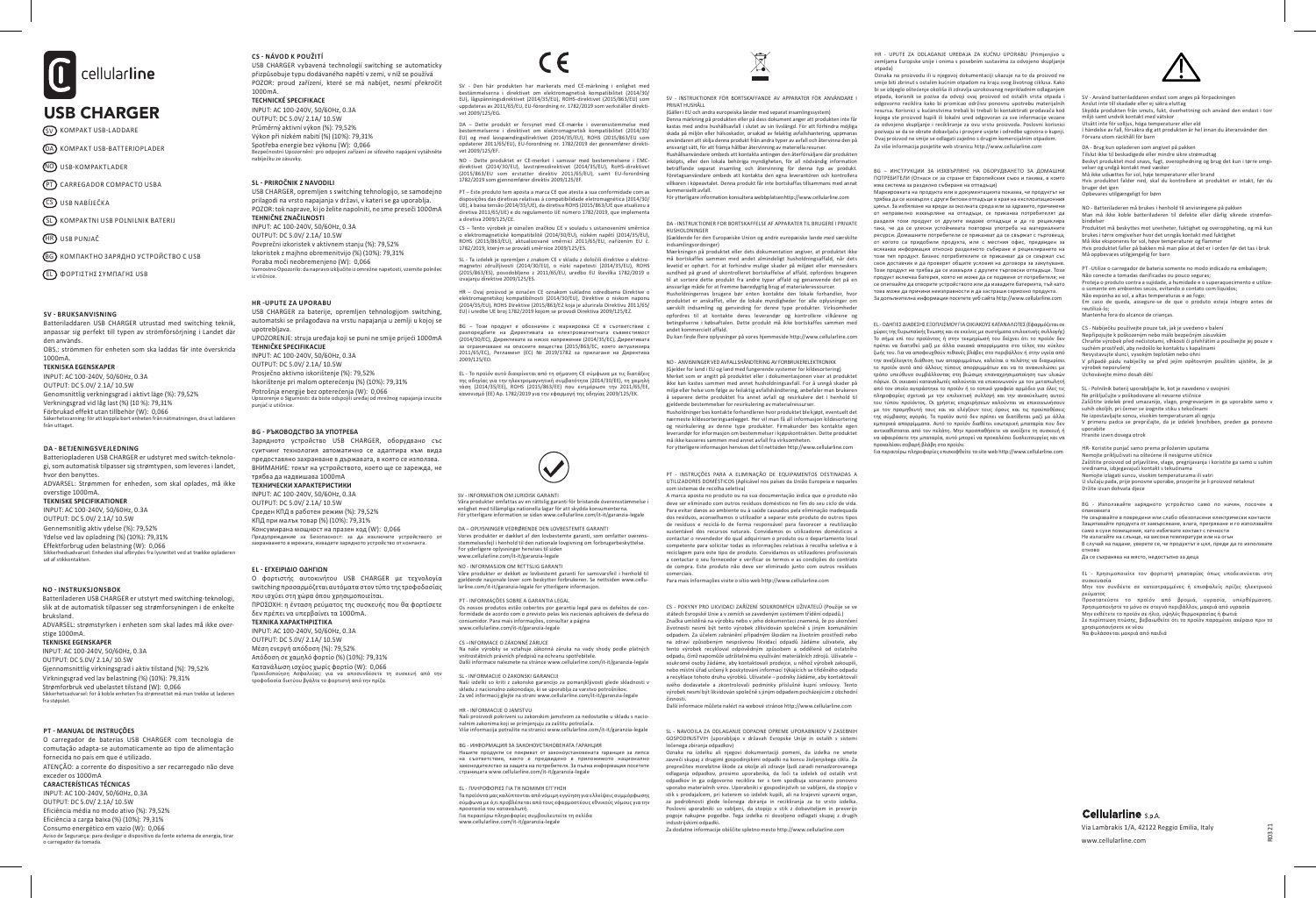# cellularline

# USB CHARGER

SV KOMPAKT USB-LADDARE

DA KOMPAKT USB-BATTERIOPLADER

NO USB-KOMPAKTLADER

PT CARREGADOR COMPACTO USB

CS USB NABÍJEČKA

SL KOMPAKTNI USB POLNILNIK BATERIJ

HR USB PUNJAČ

BG КОМПАКТНО ЗАРЯДНО УСТРОЙСТВО С USB

EL ΦΟΡΤΙΣΤΗΣ ΣΥΜΠΑΓΗΣ USB

## SV - BRUKSANVISNING

Batteriladdaren USB CHARGER utrustad med switching teknik, anpassar sig perfekt till typen av strömförsörjning i Landet där den används.

OBS.: strömmen för enheten som ska laddas får inte överskrida 1000mA.

**TEKNISKA EGENSKAPER**

INPUT: AC 100-240V, 50/60Hz, 0.3A
OUTPUT: DC 5.0V/ 2.1A/ 10.5W
Genomsnittlig verkningsgrad i aktivt läge (%): 79,52%
Verkningsgrad vid låg last (%) (10 %): 79,31%
Förbrukad effekt utan tillbehör (W): 0,066
Säkerhetsvarning: för att koppla bort enheten från nätmatningen, dra ut laddaren från uttaget.

## DA - BETJENINGSVEJLEDNING

Batteriopladeren USB CHARGER er udstyret med switch-teknologi, som automatisk tilpasser sig strømtypen, som leveres i landet, hvor den benyttes.

ADVARSEL: Strømmen for enheden, som skal oplades, må ikke overstige 1000mA.

**TEKNISKE SPECIFIKATIONER**

INPUT: AC 100-240V, 50/60Hz, 0.3A
OUTPUT: DC 5.0V/ 2.1A/ 10.5W
Gennemsnitlig aktiv ydelse (%): 79,52%
Ydelse ved lav opladning (%) (10%): 79,31%
Effektforbrug uden belastning (W): 0,066
Sikkerhedsadvarsel: Enheden skal afbrydes fra lysnettet ved at trække opladeren ud af stikkontakten.

## NO - INSTRUKSJONSBOK

Batteriladeren USB CHARGER er utstyrt med switching-teknologi, slik at de automatisk tilpasser seg strømforsyningen i de enkelte bruksland.

ADVARSEL: strømstyrken i enheten som skal lades må ikke overstige 1000mA.

**TEKNISKE EGENSKAPER**

INPUT: AC 100-240V, 50/60Hz, 0.3A
OUTPUT: DC 5.0V/ 2.1A/ 10.5W
Gjennomsnittlig virkningsgrad i aktiv tilstand (%): 79,52%
Virkningsgrad ved lav belastning (%) (10%): 79,31%
Strømforbruk ved ubelastet tilstand (W): 0,066
Sikkerhetsadvarsel: For å koble enheten fra strømnettet må man trekke ut laderen fra støpslet.

## PT - MANUAL DE INSTRUÇÕES

O carregador de baterias USB CHARGER com tecnologia de comutação adapta-se automaticamente ao tipo de alimentação fornecida no país em que é utilizado.

ATENÇÃO: a corrente do dispositivo a ser recarregado não deve exceder os 1000mA

**CARACTERÍSTICAS TÉCNICAS**

INPUT: AC 100-240V, 50/60Hz, 0.3A
OUTPUT: DC 5.0V/ 2.1A/ 10.5W
Eficiência média no modo ativo (%): 79,52%
Eficiência a carga baixa (%) (10%): 79,31%
Consumo energético em vazio (W): 0,066
Aviso de Segurança: para desligar o dispositivo da fonte externa de energia, tirar o carregador da tomada.

## CS - NÁVOD K POUŽITÍ

USB CHARGER vybavená technologií switching se automaticky přizpůsobuje typu dodávaného napětí v zemi, v níž se používá
POZOR: proud zařízení, které se má nabíjet, nesmí překročit 1000mA.

**TECHNICKÉ SPECIFIKACE**

INPUT: AC 100-240V, 50/60Hz, 0.3A
OUTPUT: DC 5.0V/ 2.1A/ 10.5W
Průměrný aktivní výkon (%): 79,52%
Výkon při nízkém napětí (%) (10%): 79,31%
Spotřeba energie bez výkonu (W): 0,066
Bezpečnostní Upozornění: pro odpojení zařízení ze síťového napájení vytáhněte nabíječku ze zásuvky.

## SL - PRIROČNIK Z NAVODILI

USB CHARGER, opremljen s switching tehnologijo, se samodejno prilagodi na vrsto napajanja v državi, v kateri se ga uporablja.
POZOR: tok naprave, ki jo želite napolniti, ne sme preseči 1000mA

**TEHNIČNE ZNAČILNOSTI**

INPUT: AC 100-240V, 50/60Hz, 0.3A
OUTPUT: DC 5.0V/ 2.1A/ 10.5W
Povprečni izkoristek v aktivnem stanju (%): 79,52%
Izkoristek z majhno obremenitvijo (%) (10%): 79,31%
Poraba moči neobremenjeno (W): 0,066
Varnostno Opozorilo: da napravo izključite iz omrežne napetosti, izvlecite polnilec iz vtičnice.

## HR -UPUTE ZA UPORABU

USB CHARGER za baterije, opremljen tehnologijom switching, automatski se prilagođava na vrstu napajanja u zemlji u kojoj se upotrebljava.
UPOZORENJE: struja uređaja koji se puni ne smije prijeći 1000mA

**TEHNIČKE SPECIFIKACIJE**

INPUT: AC 100-240V, 50/60Hz, 0.3A
OUTPUT: DC 5.0V/ 2.1A/ 10.5W
Prosječno aktivno iskorištenje (%): 79,52%
Iskorištenje pri malom opterećenju (%) (10%): 79,31%
Potrošnja energije bez opterećenja (W): 0,066
Upozorenje o Sigurnosti: da biste odspojili uređaj od mrežnog napajanja izvucite punjač iz utičnice.

## BG - РЪКОВОДСТВО ЗА УПОТРЕБА

Зарядното устройство USB CHARGER, оборудвано със суичинг технология автоматично се адаптира към вида предоставяно захранване в държавата, в която се използва.
ВНИМАНИЕ: токът на устройството, което ще се зарежда, не трябва да надвишава 1000mA

**ТЕХНИЧЕСКИ ХАРАКТЕРИСТИКИ**

INPUT: AC 100-240V, 50/60Hz, 0.3A
OUTPUT: DC 5.0V/ 2.1A/ 10.5W
Среден КПД в работен режим (%): 79,52%
КПД при малък товар (%) (10%): 79,31%
Консумирана мощност на празен ход (W): 0,066
Предупреждение за безопасност: за да изключите устройството от захранването в мрежата, извадете зарядното устройство от контакта.

## EL - ΕΓΧΕΙΡΙΔΙΟ ΟΔΗΓΙΩΝ

Ο φορτιστής αυτοκινήτου USB CHARGER με τεχνολογία switching προσαρμόζεται αυτόματα στον τύπο της τροφοδοσίας που ισχύει στη χώρα όπου χρησιμοποιείται.
ΠΡΟΣΟΧΗ: η ένταση ρεύματος της συσκευής που θα φορτίσετε δεν πρέπει να υπερβαίνει τα 1000mA.

**ΤΕΧΝΙΚΑ ΧΑΡΑΚΤΗΡΙΣΤΙΚΑ**

INPUT: AC 100-240V, 50/60Hz, 0.3A
OUTPUT: DC 5.0V/ 2.1A/ 10.5W
Μέση ενεργή απόδοση (%): 79,52%
Απόδοση σε χαμηλό φορτίο (%) (10%): 79,31%
Κατανάλωση ισχύος χωρίς φορτίο (W): 0,066
Προειδοποίηση Ασφαλείας: για να αποσυνδέσετε τη συσκευή από την τροφοδοσία δικτύου βγάλτε το φορτιστή από την πρίζα.

CE

SV - Den här produkten har markerats med CE-märkning i enlighet med bestämmelserna i direktivet om elektromagnetisk kompatibilitet (2014/30/EU), lågspänningsdirektivet (2014/35/EU), RoHS-direktivet (2015/863/EU) som uppdaterar av 2011/65/EU, EU-förordning nr. 1782/2019 som verkställer direktivet 2009/125/EG.

DA – Dette produkt er forsynet med CE-mærke i overensstemmelse med bestemmelserne i direktivet om elektromagnetisk kompatibilitet (2014/30/EU) og med lavspændingsdirektivet (2014/35/EU), ROHS (2015/863/EU) som opdaterer 2011/65/EU), EU-Forordning nr. 1782/2019 der gennemfører direktivet 2009/125/EF.

NO - Dette produktet er CE-merket i samsvar med bestemmelsene i EMC-direktivet (2014/30/EU), lavspenningsdirektivet (2014/35/EU), RoHS-direktivet (2015/863/EU som erstatter direktiv 2011/65/EU), samt EU-forordning 1782/2019 som gjennomfører direktiv 2009/125/EF.

PT – Este produto tem aposta a marca CE que atesta a sua conformidade com as disposições das diretivas relativas à compatibilidade eletromagnética (2014/30/UE), à baixa tensão (2014/35/UE), da diretiva ROHS (2015/863/UE que atualizou a diretiva 2011/65/UE) e do regulamento UE número 1782/2019, que implementa a diretiva 2009/125/CE.

CS – Tento výrobek je označen značkou CE v souladu s ustanoveními směrnice o elektromagnetické kompatibilitě (2014/30/EU), nízkém napětí (2014/35/EU), ROHS (2015/863/EU, aktualizované směrnicí 2011/65/EU), nařízením EU č. 1782/2019, kterým se provádí směrnice 2009/125/ES.

SL - Ta izdelek je opremljen z znakom CE v skladu z določili direktive o elektromagnetni združljivosti (2014/30/EU), o nizki napetosti (2014/35/EU), ROHS (2015/863/EU, posodobljeno z 2011/65/EU), uredbo EU številka 1782/2019 o izvajanju direktive 2009/125/ES.

HR – Ovaj proizvod je označen CE oznakom sukladno odredbama Direktive o elektromagnetskoj kompatibilnosti (2014/30/EU), Direktive o niskom naponu (2014/35/EU), ROHS Direktive (2015/863/EZ koja je ažurirala Direktivu 2011/65/EU) i uredbe UE broj 1782/2019 kojom se provodi Direktiva 2009/125/EZ.

BG – Този продукт е обозначен с маркировка CE в съответствие с разпоредбите на Директивата за електромагнитната съвместимост (2014/30/ЕС), Директивата за ниско напрежение (2014/35/ЕС), Директивата за ограничаване на опасните вещества (2015/863/ЕС, която актуализира 2011/65/ЕС), Регламент (ЕС) № 2019/1782 за прилагане на Директива 2009/125/ЕО.

EL - Το προϊόν αυτό διακρίνεται από τη σήμανση CE σύμφωνα με τις διατάξεις της οδηγίας για την ηλεκτρομαγνητική συμβατότητα (2014/30/ΕΕ), τη χαμηλή τάση (2014/35/ΕΕ), ROHS (2015/863/ΕΕ που ενημέρωσε την 2011/65/ΕΕ, κανονισμό (ΕΕ) Αρ. 1782/2019 για την εφαρμογή της οδηγίας 2009/125/ΕΚ.

SV - INFORMATION OM JURIDISK GARANTI
Våra produkter omfattas av en rättslig garanti för bristande överensstämmelse i enlighet med tillämpliga nationella lagar för att skydda konsumenterna.
För ytterligare information se sidan www.cellularline.com/it-it/garanzia-legale

DA – OPLYSNINGER VEDRØRENDE DEN LOVBESTEMTE GARANTI
Vores produkter er dækket af den lovbestemte garanti, som omfatter overensstemmelsesfejl i henhold til den nationale lovgivning om forbrugerbeskyttelse.
For yderligere oplysninger henvises til siden
www.cellularline.com/it-it/garanzia-legale

NO - INFORMASJON OM RETTSLIG GARANTI
Våre produkter er dekket av lovbestemt garanti for samsvarsfeil i henhold til gjeldende nasjonale lover som beskytter forbrukeren. Se nettsiden www.cellularline.com/it-it/garanzia-legale for ytterligere informasjon.

PT - INFORMAÇÕES SOBRE A GARANTIA LEGAL
Os nossos produtos estão cobertos por garantia legal para os defeitos de conformidade de acordo com o previsto pelas leis nacionais aplicáveis de defesa do consumidor. Para mais informações, consultar a página
www.cellularline.com/it-it/garanzia-legale

CS –INFORMACE O ZÁKONNÉ ZÁRUCE
Na naše výrobky se vztahuje zákonná záruka na vady shody podle platných vnitrostátních právních předpisů na ochranu spotřebitele.
Další informace naleznete na stránce www.cellularline.com/it-it/garanzia-legale

SL - INFORMACIJE O ZAKONSKI GARANCIJI
Naši izdelki so kriti z zakonsko garancijo za pomanjkljivosti glede skladnosti v skladu z nacionalno zakonodajo, ki se uporablja za varstvo potrošnikov.
Za več informacij glejte na strani www.cellularline.com/it-it/garanzia-legale

HR - INFORMACIJE O JAMSTVU
Naši proizvodi pokriveni su zakonskim jamstvom za nedostatke u skladu s nacionalnim zakonima koji se primjenjuju za zaštitu potrošača.
Više informacija potražite na stranici www.cellularline.com/it-it/garanzia-legale

BG – ИНФОРМАЦИЯ ЗА ЗАКОНОУСТАНОВЕНАТА ГАРАНЦИЯ
Нашите продукти се покриват от законоустановената гаранция за липса на съответствие, както е предвидено в приложимото национално законодателство за защита на потребителя. За пълна информация посетете страницата www.cellularline.com/it-it/garanzia-legale

EL - ΠΛΗΡΟΦΟΡΙΕΣ ΓΙΑ ΤΗ ΝΟΜΙΜΗ ΕΓΓΥΗΣΗ
Τα προϊόντα μας καλύπτονται από νόμιμη εγγύηση για ελλείψεις συμμόρφωσης σύμφωνα με ό,τι προβλέπεται από τους εφαρμοστέους εθνικούς νόμους για την προστασία του καταναλωτή.
Για περαιτέρω πληροφορίες συμβουλευτείτε τη σελίδα
www.cellularline.com/it-it/garanzia-legale

SV - INSTRUKTIONER FÖR BORTSKAFFANDE AV APPARATER FÖR ANVÄNDARE I PRIVAT HUSHÅLL
(Gäller i EU och andra europeiska länder med separat insamlingssystem)
Denna märkning på produkten eller på dess dokument anger att produkten inte får kastas med andra hushållsavfall i slutet av sin livslängd. För att förhindra möjliga skada på miljön eller hälsoskador, orsakad av felaktig avfallshantering, uppmanas användaren att skilja denna produkt från andra typer av avfall och återvinna den på ansvarigt sätt, för att främja hållbar återvinning av materiella resurser.
Hushållsanvändare ombeds att kontakta antingen den återförsäljare där produkten inköpts, eller den lokala behöriga myndigheten, för all nödvändig information beträffande separat insamling och återvinning för denna typ av produkt. Företagsanvändare ombeds att kontakta den egna leverantören och kontrollera villkoren i köpavtalet. Denna produkt får inte bortskaffas tillsammans med annat kommersiellt avfall.
För ytterligare information konsultera webbplatsen http://www.cellularline.com

DA - INSTRUKTIONER FOR BORTSKAFFELSE AF APPARATER TIL BRUGERE I PRIVATE HUSHOLDNINGER
(Gældende for den Europæiske Union og andre europæiske lande med særskilte indsamlingsordninger)
Mærkningen på produktet eller dets dokumentation angiver, at produktet ikke må bortskaffes sammen med andet almindeligt husholdningsaffald, når dets levetid er ophørt. For at forhindre mulige skader på miljøet eller menneskers sundhed på grund af ukontrolleret bortskaffelse af affald, opfordres brugeren til at sortere dette produkt fra andre typer affald og genanvende det på en ansvarlige måde for at fremme bæredygtig brug af materialeressourcer.
Husholdningernes brugere bør enten kontakte den lokale forhandler, hvor produktet er anskaffet, eller de lokale myndigheder for alle oplysninger om særskilt indsamling og genvinding for denne type produkter. Virksomheder opfordres til at kontakte deres leverandør og kontrollere vilkårene og betingelserne i købsaftalen. Dette produkt må ikke bortskaffes sammen med andet kommercielt affald.
Du kan finde flere oplysninger på vores hjemmeside http://www.cellularline.com

NO - ANVISNINGER VED AVFALLSHÅNDTERING AV FORBRUKERELEKTRONIKK
(Gjelder for land i EU og land med fungerende systemer for kildesortering)
Merket som er angitt på produktet eller i dokumentasjonen viser at produktet ikke kan kastes sammen med annet husholdningsavfall. For å unngå skader på miljø eller helse som følge av feilaktig avfallshåndtering, anbefaler man brukeren å separere dette produktet fra annet avfall og resirkulere det i henhold til gjeldende bestemmelser for resirkulering av materialressurser.
Husholdninger bes kontakte forhandleren hvor produktet ble kjøpt, eventuelt det nærmeste kildesorteringsanlegget. Her vil man få all informasjon om kildesortering og resirkulering av denne type produkter. Firmakunder bes kontakte egen leverandør for informasjon om bestemmelser i kjøpekontrakten. Dette produktet må ikke kasseres sammen med annet avfall fra virksomheten.
For ytterligere informasjon henvises det til nettsiden http://www.cellularline.com

PT - INSTRUÇÕES PARA A ELIMINAÇÃO DE EQUIPAMENTOS DESTINADAS A UTILIZADORES DOMÉSTICOS (Aplicável nos países da União Europeia e naqueles com sistemas de recolha seletiva)
A marca aposta no produto ou na sua documentação indica que o produto não deve ser eliminado com outros resíduos domésticos no fim do seu ciclo de vida. Para evitar danos ao ambiente ou à saúde causados pela eliminação inadequada dos resíduos, aconselhamos o utilizador a separar este produto do outros tipos de resíduos e recicla-lo de forma responsável para favorecer a reutilização sustentável dos recursos naturais. Convidamos os utilizadores domésticos a contactar o revendedor do qual adquiriram o produto ou o departamento local competente para solicitar todas as informações relativas à recolha seletiva e à reciclagem para este tipo de produto. Convidamos os utilizadores profissionais a contactar o seu fornecedor e verificar os termos e as condições do contrato de compra. Este produto não deve ser eliminado junto com outros resíduos comerciais.
Para mais informações visite o sítio web http://www.cellularline.com

CS - POKYNY PRO UKVIDACI ZAŘÍZENÍ SOUKROMÝCH UŽIVATELŮ (Použije se ve státech Evropské Unie a v zemích se zavedeným systémem tříděni odpadů.)
Značka umístěná na výrobku nebo v jeho dokumentaci znamená, že po ukončení životnosti nesmí být tento výrobek zlikvidován společně s jiným komunálním odpadem. Za účelem zabránění případným škodám na životním prostředí nebo na zdraví způsobeným nesprávnou likvidací odpadů žádáme uživatele, aby tento výrobek recykloval odpovědným způsobem a odděleně od ostatního odpadu, čímž napomůže udržitelnému využívání materiálních zdrojů. Uživatele – soukromé osoby žádáme, aby kontaktovali prodejce, u něhož výrobek zakoupili, nebo místní úřad určený k poskytování informací týkajících se tříděného odpadu a recyklace tohoto druhu výrobků. Uživatele – podniky žádáme, aby kontaktovali svého dodavatele a zkontrolovali podmínky příslušné kupní smlouvy. Tento výrobek nesmí být likvidován společně s jiným odpadem pocházejícím z obchodní činnosti.
Další informace můžete nalézt na webové stránce http://www.cellularline.com

SL - NAVODILA ZA ODLAGANJE ODPADNE OPREME UPORABNIKOV V ZASEBNIH GOSPODINJSTVIH (uporabljajo v državah Evropske Unije in ostalih s sistemi ločenega zbiranja odpadkov)
Oznaka na izdelku ali njegovi dokumentaciji pomeni, da izdelka ne smete zavreči skupaj z drugimi gospodinjskimi odpadki na koncu življenjskega cikla. Za preprečitev morebitne škode za okolje ali zdravje ljudi zaradi nenadzorovanega odlaganja odpadkov, prosimo uporabnika, da loči ta izdelek od ostalih vrst odpadkov in ga odgovorno reciklira ter s tem spodbuja sonaravno ponovno uporabo materialnih virov. Uporabniki v gospodinjstvih so vabljeni, da stopijo v stik s prodajalcem, pri katerem so izdelek kupili, ali na krajevni upravni organ, za podrobnosti glede ločenega zbiranja in recikliranja za to vrsto izdelka. Poslovni uporabniki so vabljeni, da stopijo v stik z dobaviteljem in preverijo pogoje nakupne pogodbe. Tega izdelka ni dovoljeno odlagati skupaj z drugimi industrijskimi odpadki.
Za dodatne informacije obiščite spletno mesto http://www.cellularline.com

HR - UPUTE ZA ODLAGANJE UREĐAJA ZA KUĆNU UPORABU (Primjenjivo u zemljama Europske unije i onima s posebnim sustavima za odvojeno skupljanje otpada)
Oznaka na proizvodu ili u njegovoj dokumentaciji ukazuje na to da proizvod ne smije biti zbrinut s ostalim kućnim otpadom na kraju svog životnog ciklusa. Kako bi se izbjeglo oštećenje okoliša ili zdravlja uzrokovano nepriklađnim odlaganjem otpada, korisnik se poziva da odvoji ovaj proizvod od ostalih vrsta otpada i odgovorno reciklira kako bi promicao održivu ponovnu upotrebu materijalnih resursa. Korisnici u kućanstvima trebali bi trebali bi kontaktirati prodavača kod kojega ste proizvod kupili ili lokalni ured odgovoran za sve informacije vezane za odvojeno skupljanje i recikliranje za ovu vrstu proizvoda. Poslovni korisnici pozivaju se da se obrate dobavljaču i provjere uvjete i odredbe ugovora o kupnji. Ovaj proizvod ne smije se odlagati zajedno s drugim komercijalnim otpadom.
Za više informacija posjetite web stranicu http://www.cellularline.com

BG – ИНСТРУКЦИИ ЗА ИЗХВЪРЛЯНЕ НА ОБОРУДВАНЕТО ЗА ДОМАШНИ ПОТРЕБИТЕЛИ (Отнася се за страни от Европейския съюз и такива, в които има система за разделно събиране на отпадъци)
Маркировката на продукта или в документацията показва, че продуктът не трябва да се изхвърля с други битови отпадъци в края на експлоатационния цикъл. За избягване на вреди за околната среда или за здравето, причинени от неправилно изхвърляне на отпадъци, се приканва потребителят да раздели този продукт от другите видове отпадъци и да го рециклира така, че да се улесни устойчивата повторна употреба на материалните ресурси. Домашните потребители се приканват да се свържат с търговеца, от когото са придобили продукта, или с местния офис, предвиден за всякаква информация относно разделното събиране и рециклирането на този тип продукт. Бизнес потребителите се приканват да се свържат със своя доставчик и да проверят общите условия на договора за закупуване. Този продукт не трябва да се изхвърля с другите търговски отпадъци. Този продукт включва батерия, която не може да се подменя от потребителя; не се опитвайте да отворите устройството или да извадите батерията, тъй като това може да причини неизправности и да нанесе сериозно продукта.
За допълнителна информация посетете уеб сайта http://www.cellularline.com

EL - ΟΔΗΓΙΕΣ ΔΙΑΘΕΣΗΣ ΕΞΟΠΛΙΣΜΟΥ ΓΙΑ ΟΙΚΙΑΚΟΥΣ ΚΑΤΑΝΑΛΩΤΕΣ (Εφαρμόζεται σε χώρες της Ευρωπαϊκής Ένωσης και σε εκείνες με συστήματα επιλεκτικής συλλογής)
Το σήμα επί του προϊόντος ή στην τεκμηρίωσή του δείχνει ότι το προϊόν δεν πρέπει να διατεθεί μαζί με άλλα οικιακά απορρίμματα στο τέλος του κύκλου ζωής του. Για να αποφευχθούν πιθανές βλάβες στο περιβάλλον ή στην υγεία από την ανεξέλεγκτη διάθεση των απορριμμάτων, καλείται ο πελάτης να διαχωρίσει το προϊόν αυτό από άλλους τύπους απορριμμάτων και να το ανακυκλώσει με τρόπο υπεύθυνο συμβάλλοντας στη βιώσιμη επαναχρησιμοποίηση των υλικών πόρων. Οι οικιακοί καταναλωτές καλούνται να επικοινωνούν με τον μεταπωλητή από τον οποίο αγοράστηκε το προϊόν ή το τοπικό γραφείο αρμόδιο για όλες τις πληροφορίες σχετικά με την επιλεκτική συλλογή και την ανακύκλωση αυτού του τύπου προϊόντος. Οι χρήστες επιχειρήσεις καλούνται να επικοινωνήσουν με τον προμηθευτή τους και να ελέγξουν τους όρους και τις προϋποθέσεις της σύμβασης αγοράς. Το προϊόν αυτό δεν πρέπει να διατίθεται μαζί με άλλα εμπορικά απορρίμματα. Αυτό το προϊόν διαθέτει ενσωματωμένη μπαταρία που δεν αντικαθίσταται από τον πελάτη. Μην προσπαθήσετε να ανοίξετε τη συσκευή ή να αφαιρέσετε την μπαταρία, αυτό μπορεί να προκαλέσει δυσλειτουργίες και να προκαλέσει σοβαρή βλάβη στο προϊόν.
Για περαιτέρω πληροφορίες επισκεφθείτε το site web http://www.cellularline.com

SV - Använd batteriladdaren endast som anges på förpackningen
Anslut inte till skadade eller ej säkra eluttag
Skydda produkten från smuts, fukt, överhettning och använd den endast i torr miljö samt undvik kontakt med vätskor
Utsätt inte för solljus, höga temperaturer eller eld
I händelse av fall, försäkra dig att produkten är hel innan du återanvänder den
Förvara utom räckhåll för barn

DA - Brug kun opladeren som angivet på pakken
Tilslut ikke til beskadigede eller mindre sikre stikkontakter
Beskyt produktet mod snavs, fugt, overopheding og brug det kun i tørre omgivelser og undgå kontakt med væsker
Må ikke udsættes for sol, høje temperaturer eller flammer
Hvis produktet falder ned, skal du kontrollere at produktet er intakt, før du bruger det igen
Opbevares utilgængeligt for børn

NO - Batteriladeren må brukes i henhold til anvisningene på pakken
Man må ikke koble batteriladeren til defekte eller dårlig sikrede strømforbindelser
Produktet må beskyttes mot urenheter, fuktighet og overoppheting, og må kun brukes i tørre omgivelser hvor det unngås kontakt med fuktighet
Må ikke eksponeres for sol, høye temperaturer og flammer
Hvis produktet faller på bakken må man påse at det er i orden før det tas i bruk
Må oppbevares utilgjengelig for barn

PT - Utilize o carregador de bateria somente no modo indicado na embalagem;
Não conecte a tomadas danificadas ou pouco seguras;
Proteja o produto contra a sujidade, a humidade e o superaquecimento e utilize-o somente em ambientes secos, evitando o contato com líquidos;
Não exponha ao sol, a altas temperaturas e ao fogo;
Em caso de queda, assegure-se de que o produto esteja íntegro antes de reutilizá-lo;
Mantenha fora do alcance de crianças.

CS - Nabíječku používejte pouze tak, jak je uvedeno v balení
Nepřipojujte k poškozeným nebo málo bezpečným zásuvkám
Chraňte výrobek před nečistotami, vlhkostí či přehřátím a používejte jej pouze v suchém prostředí, aby nedošlo ke kontaktu s kapalinami
Nevystavujte slunci, vysokým teplotám nebo ohni
V případě pádu nabíječky se před jejím opětovným použitím ujistěte, že je výrobek neporušený
Uchovávejte mimo dosah dětí

SL - Polnilnik baterij uporabljajte le, kot je navedeno v ovojnini
Ne priključujte v poškodovane ali nevarne vtičnice
Zaščitite izdelek pred umazanijo, vlago, pregrevanjem in ga uporabite samo v suhih okoljih, pri čemer se izognite stiku s tekočinami
Ne izpostavljajte soncu, visokim temperaturam ali ognju
V primeru padca se prepričajte, da je izdelek brezhiben, preden ga ponovno uporabite
Hranite izven dosega otrok

HR- Koristite punjač samo prema priloženim uputama
Nemojte priključivati na oštećene ili nesigurne utičnice
Zaštitite proizvod od prljavštine, vlage, pregrijavanja i koristite ga samo u suhim sredinama, izbjegavajući kontakt s tekućinama
Nemojte izlagati suncu, visokim temperaturama ili vatri
U slučaju pada, prije ponovne uporabe, provjerite je li proizvod neštećen
Držite izvan dohvata djece

BG – Използвайте зарядното устройство само по начин, посочен в опаковката
Не свързвайте в повредени или слабо обезопасени електрически контакти
Защитавайте продукта от замърсяване, влага, прегряване и го използвайте само в сухи помещения, като избягвате контакт с течности
Не излагайте на слънце, на високи температури или на огън
В случай на падане, уверете се, че продуктът е цял, преди да го използвате отново
Да се съхранява на място, недостъпно за деца

EL – Χρησιμοποιείτε τον φορτιστή μπαταρίας όπως υποδεικνύεται στη συσκευασία
Μην τον συνδέετε σε κατεστραμμένες ή επισφαλείς πρίζες ηλεκτρικού ρεύματος
Προστατεύστε το προϊόν από βρωμιά, υγρασία, υπερθέρμανση. Χρησιμοποιήστε το μόνο σε στεγνά περιβάλλον, μακριά από υγρασία
Μην εκθέτετε το προϊόν σε ήλιο, υψηλές θερμοκρασίες ή φωτιά
Σε περίπτωση πτώσης, βεβαιωθείτε ότι το προϊόν παραμένει ακέραιο πριν το χρησιμοποιήσετε εκ νέου
Να φυλάσσεται μακριά από παιδιά

**Cellularline** S.p.A.
Via Lambrakis 1/A, 42122 Reggio Emilia, Italy
www.cellularline.com

R0321